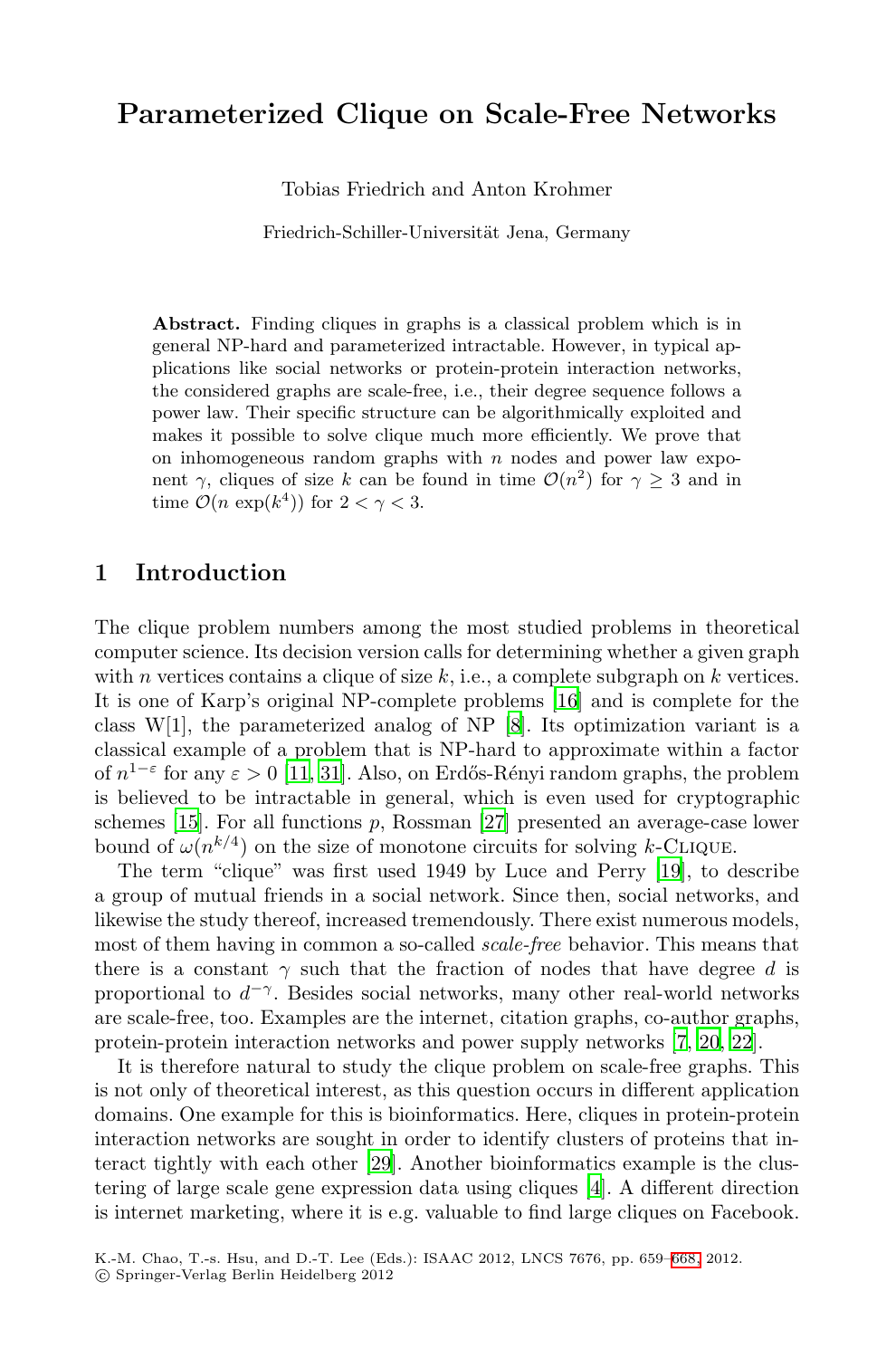# Parameterized Clique on Scale-Free Networks

Tobias Friedrich and Anton Krohmer

Friedrich-Schiller-Universität Jena, Germany

**Abstract.** Finding cliques in graphs is a classical problem which is in general NP-hard and parameterized intractable. However, in typical applications like social networks or protein-protein interaction networks, the considered graphs are scale-free, i.e., their degree sequence follows a power law. Their specific structure can be algorithmically exploited and makes it possible to solve clique much more efficiently. We prove that on inhomogeneous random graphs with $n$ nodes and power law exponent $\gamma$, cliques of size $k$ can be found in time $\mathcal{O}(n^2)$ for $\gamma \geq 3$ and in time $\mathcal{O}(n \exp(k^4))$ for $2 < \gamma < 3$.

## 1 Introduction

The clique problem numbers among the most studied problems in theoretical computer science. Its decision version calls for determining whether a given graph with $n$ vertices contains a clique of size $k$, i.e., a complete subgraph on $k$ vertices. It is one of Karp's original NP-complete problems [16] and is complete for the class W[1], the parameterized analog of NP [8]. Its optimization variant is a classical example of a problem that is NP-hard to approximate within a factor of $n^{1-\varepsilon}$ for any $\varepsilon > 0$ [11, 31]. Also, on Erdős-Rényi random graphs, the problem is believed to be intractable in general, which is even used for cryptographic schemes [15]. For all functions $p$, Rossman [27] presented an average-case lower bound of $\omega(n^{k/4})$ on the size of monotone circuits for solving $k$-Clique.

The term "clique" was first used 1949 by Luce and Perry [19], to describe a group of mutual friends in a social network. Since then, social networks, and likewise the study thereof, increased tremendously. There exist numerous models, most of them having in common a so-called *scale-free* behavior. This means that there is a constant $\gamma$ such that the fraction of nodes that have degree $d$ is proportional to $d^{-\gamma}$. Besides social networks, many other real-world networks are scale-free, too. Examples are the internet, citation graphs, co-author graphs, protein-protein interaction networks and power supply networks [7, 20, 22].

It is therefore natural to study the clique problem on scale-free graphs. This is not only of theoretical interest, as this question occurs in different application domains. One example for this is bioinformatics. Here, cliques in protein-protein interaction networks are sought in order to identify clusters of proteins that interact tightly with each other [29]. Another bioinformatics example is the clustering of large scale gene expression data using cliques [4]. A different direction is internet marketing, where it is e.g. valuable to find large cliques on Facebook.

K.-M. Chao, T.-s. Hsu, and D.-T. Lee (Eds.): ISAAC 2012, LNCS 7676, pp. 659–668, 2012.
© Springer-Verlag Berlin Heidelberg 2012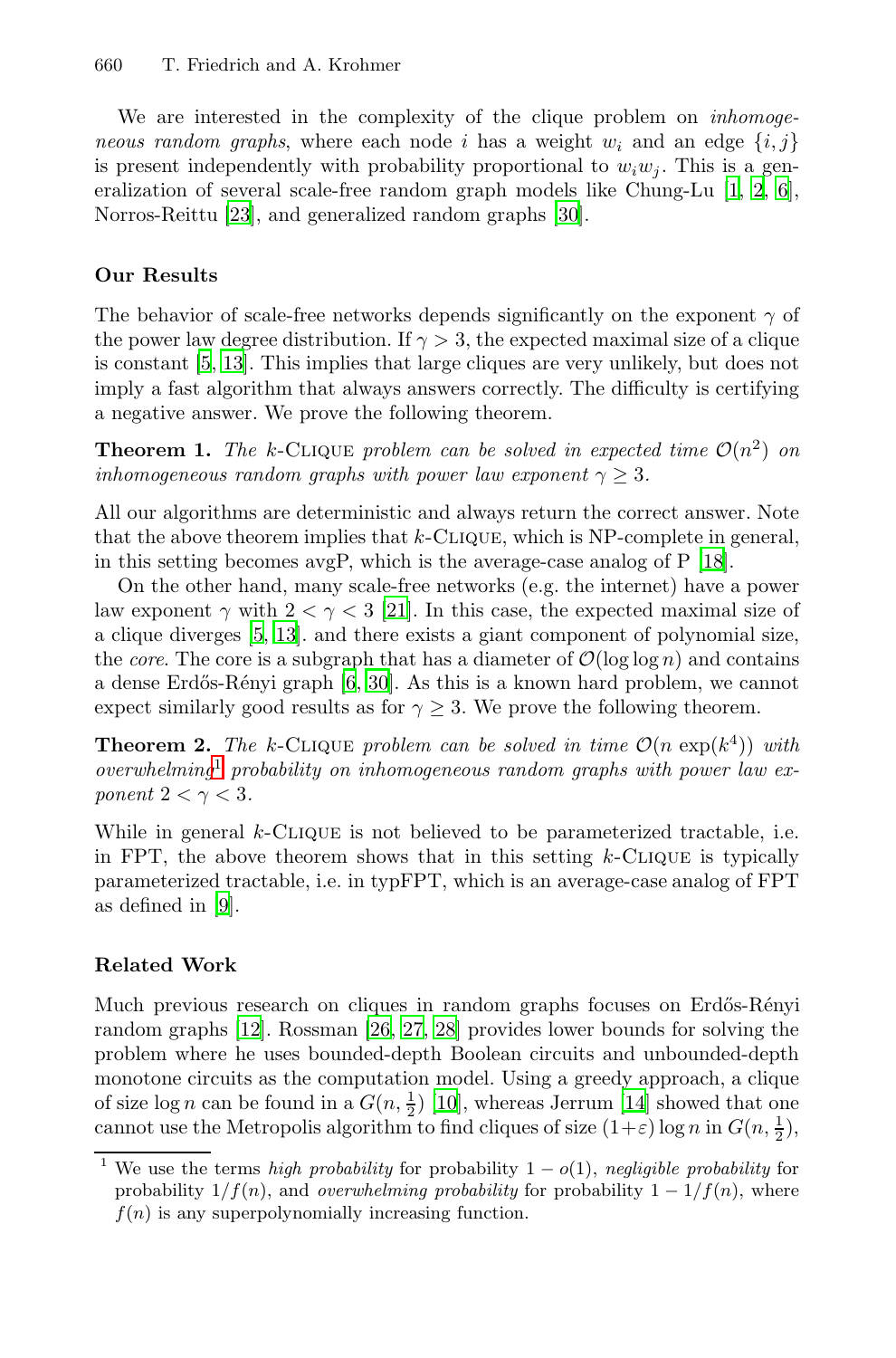We are interested in the complexity of the clique problem on *inhomogeneous random graphs*, where each node $i$ has a weight $w_i$ and an edge $\{i, j\}$ is present independently with probability proportional to $w_i w_j$. This is a generalization of several scale-free random graph models like Chung-Lu [1, 2, 6], Norros-Reittu [23], and generalized random graphs [30].

## Our Results

The behavior of scale-free networks depends significantly on the exponent $\gamma$ of the power law degree distribution. If $\gamma > 3$, the expected maximal size of a clique is constant [5, 13]. This implies that large cliques are very unlikely, but does not imply a fast algorithm that always answers correctly. The difficulty is certifying a negative answer. We prove the following theorem.

**Theorem 1.** *The $k$-Clique problem can be solved in expected time $\mathcal{O}(n^2)$ on inhomogeneous random graphs with power law exponent $\gamma \geq 3$.*

All our algorithms are deterministic and always return the correct answer. Note that the above theorem implies that $k$-Clique, which is NP-complete in general, in this setting becomes avgP, which is the average-case analog of P [18].

On the other hand, many scale-free networks (e.g. the internet) have a power law exponent $\gamma$ with $2 < \gamma < 3$ [21]. In this case, the expected maximal size of a clique diverges [5, 13]. and there exists a giant component of polynomial size, the *core*. The core is a subgraph that has a diameter of $\mathcal{O}(\log \log n)$ and contains a dense Erdős-Rényi graph [6, 30]. As this is a known hard problem, we cannot expect similarly good results as for $\gamma \geq 3$. We prove the following theorem.

**Theorem 2.** *The $k$-Clique problem can be solved in time $\mathcal{O}(n \exp(k^4))$ with overwhelming[1] probability on inhomogeneous random graphs with power law exponent $2 < \gamma < 3$.*

While in general $k$-Clique is not believed to be parameterized tractable, i.e. in FPT, the above theorem shows that in this setting $k$-Clique is typically parameterized tractable, i.e. in typFPT, which is an average-case analog of FPT as defined in [9].

## Related Work

Much previous research on cliques in random graphs focuses on Erdős-Rényi random graphs [12]. Rossman [26, 27, 28] provides lower bounds for solving the problem where he uses bounded-depth Boolean circuits and unbounded-depth monotone circuits as the computation model. Using a greedy approach, a clique of size $\log n$ can be found in a $G(n, \frac{1}{2})$ [10], whereas Jerrum [14] showed that one cannot use the Metropolis algorithm to find cliques of size $(1+\varepsilon) \log n$ in $G(n, \frac{1}{2})$,

[1] We use the terms *high probability* for probability $1 - o(1)$, *negligible probability* for probability $1/f(n)$, and *overwhelming probability* for probability $1 - 1/f(n)$, where $f(n)$ is any superpolynomially increasing function.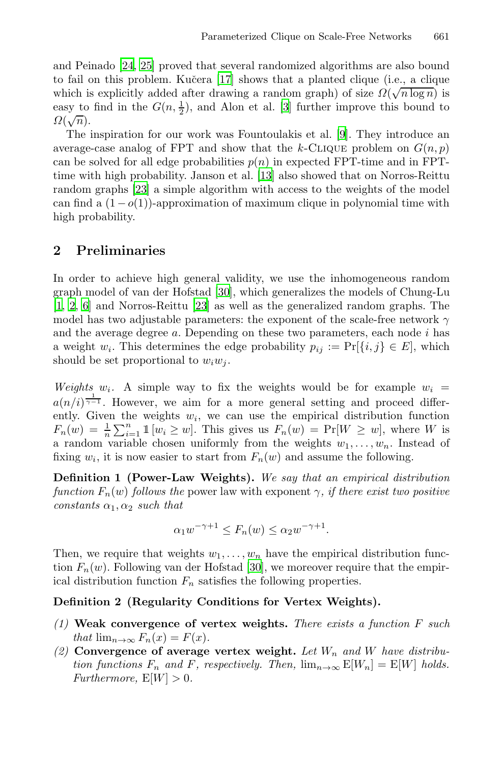and Peinado [24, 25] proved that several randomized algorithms are also bound to fail on this problem. Kučera [17] shows that a planted clique (i.e., a clique which is explicitly added after drawing a random graph) of size $\Omega(\sqrt{n \log n})$ is easy to find in the $G(n, \frac{1}{2})$, and Alon et al. [3] further improve this bound to $\Omega(\sqrt{n})$.

The inspiration for our work was Fountoulakis et al. [9]. They introduce an average-case analog of FPT and show that the $k$-Clique problem on $G(n, p)$ can be solved for all edge probabilities $p(n)$ in expected FPT-time and in FPT-time with high probability. Janson et al. [13] also showed that on Norros-Reittu random graphs [23] a simple algorithm with access to the weights of the model can find a $(1 - o(1))$-approximation of maximum clique in polynomial time with high probability.

## 2 Preliminaries

In order to achieve high general validity, we use the inhomogeneous random graph model of van der Hofstad [30], which generalizes the models of Chung-Lu [1, 2, 6] and Norros-Reittu [23] as well as the generalized random graphs. The model has two adjustable parameters: the exponent of the scale-free network $\gamma$ and the average degree $a$. Depending on these two parameters, each node $i$ has a weight $w_i$. This determines the edge probability $p_{ij} := \Pr[\{i, j\} \in E]$, which should be set proportional to $w_i w_j$.

*Weights $w_i$.* A simple way to fix the weights would be for example $w_i = a(n/i)^{\frac{1}{\gamma-1}}$. However, we aim for a more general setting and proceed differently. Given the weights $w_i$, we can use the empirical distribution function $F_n(w) = \frac{1}{n} \sum_{i=1}^{n} \mathbb{1}[w_i \geq w]$. This gives us $F_n(w) = \Pr[W \geq w]$, where $W$ is a random variable chosen uniformly from the weights $w_1, \ldots, w_n$. Instead of fixing $w_i$, it is now easier to start from $F_n(w)$ and assume the following.

**Definition 1 (Power-Law Weights).** *We say that an empirical distribution function $F_n(w)$ follows the* power law with exponent $\gamma$*, if there exist two positive constants $\alpha_1, \alpha_2$ such that*

$$\alpha_1 w^{-\gamma+1} \leq F_n(w) \leq \alpha_2 w^{-\gamma+1}.$$

Then, we require that weights $w_1, \ldots, w_n$ have the empirical distribution function $F_n(w)$. Following van der Hofstad [30], we moreover require that the empirical distribution function $F_n$ satisfies the following properties.

**Definition 2 (Regularity Conditions for Vertex Weights).**

*(1)* **Weak convergence of vertex weights.** *There exists a function $F$ such that $\lim_{n\to\infty} F_n(x) = F(x)$.*

*(2)* **Convergence of average vertex weight.** *Let $W_n$ and $W$ have distribution functions $F_n$ and $F$, respectively. Then, $\lim_{n\to\infty} \mathrm{E}[W_n] = \mathrm{E}[W]$ holds. Furthermore, $\mathrm{E}[W] > 0$.*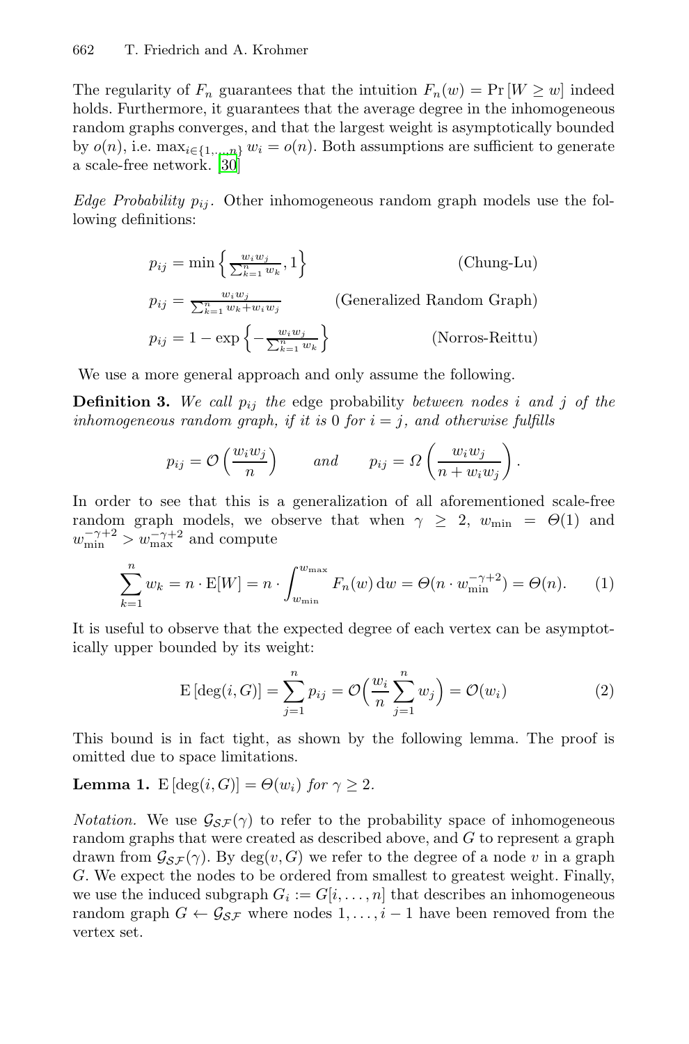The regularity of $F_n$ guarantees that the intuition $F_n(w) = \Pr[W \geq w]$ indeed holds. Furthermore, it guarantees that the average degree in the inhomogeneous random graphs converges, and that the largest weight is asymptotically bounded by $o(n)$, i.e. $\max_{i \in \{1,\ldots,n\}} w_i = o(n)$. Both assumptions are sufficient to generate a scale-free network. [30]

*Edge Probability $p_{ij}$.* Other inhomogeneous random graph models use the following definitions:

$$p_{ij} = \min\left\{\frac{w_i w_j}{\sum_{k=1}^{n} w_k}, 1\right\} \qquad \text{(Chung-Lu)}$$

$$p_{ij} = \frac{w_i w_j}{\sum_{k=1}^{n} w_k + w_i w_j} \qquad \text{(Generalized Random Graph)}$$

$$p_{ij} = 1 - \exp\left\{-\frac{w_i w_j}{\sum_{k=1}^{n} w_k}\right\} \qquad \text{(Norros-Reittu)}$$

We use a more general approach and only assume the following.

**Definition 3.** *We call $p_{ij}$ the* edge probability *between nodes $i$ and $j$ of the inhomogeneous random graph, if it is 0 for $i = j$, and otherwise fulfills*

$$p_{ij} = \mathcal{O}\left(\frac{w_i w_j}{n}\right) \qquad \textit{and} \qquad p_{ij} = \Omega\left(\frac{w_i w_j}{n + w_i w_j}\right).$$

In order to see that this is a generalization of all aforementioned scale-free random graph models, we observe that when $\gamma \geq 2$, $w_{\min} = \Theta(1)$ and $w_{\min}^{-\gamma+2} > w_{\max}^{-\gamma+2}$ and compute

$$\sum_{k=1}^{n} w_k = n \cdot \mathrm{E}[W] = n \cdot \int_{w_{\min}}^{w_{\max}} F_n(w)\, \mathrm{d}w = \Theta(n \cdot w_{\min}^{-\gamma+2}) = \Theta(n). \qquad (1)$$

It is useful to observe that the expected degree of each vertex can be asymptotically upper bounded by its weight:

$$\mathrm{E}\left[\deg(i, G)\right] = \sum_{j=1}^{n} p_{ij} = \mathcal{O}\Big(\frac{w_i}{n} \sum_{j=1}^{n} w_j\Big) = \mathcal{O}(w_i) \qquad (2)$$

This bound is in fact tight, as shown by the following lemma. The proof is omitted due to space limitations.

**Lemma 1.** $\mathrm{E}\left[\deg(i, G)\right] = \Theta(w_i)$ *for $\gamma \geq 2$.*

*Notation.* We use $\mathcal{G}_{\mathcal{SF}}(\gamma)$ to refer to the probability space of inhomogeneous random graphs that were created as described above, and $G$ to represent a graph drawn from $\mathcal{G}_{\mathcal{SF}}(\gamma)$. By $\deg(v, G)$ we refer to the degree of a node $v$ in a graph $G$. We expect the nodes to be ordered from smallest to greatest weight. Finally, we use the induced subgraph $G_i := G[i, \ldots, n]$ that describes an inhomogeneous random graph $G \leftarrow \mathcal{G}_{\mathcal{SF}}$ where nodes $1, \ldots, i-1$ have been removed from the vertex set.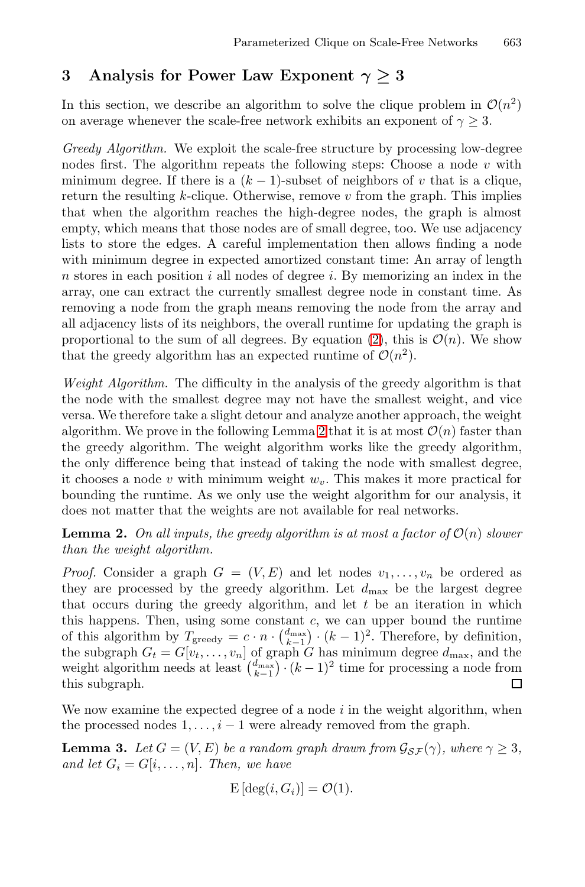## 3 Analysis for Power Law Exponent $\gamma \geq 3$

In this section, we describe an algorithm to solve the clique problem in $\mathcal{O}(n^2)$ on average whenever the scale-free network exhibits an exponent of $\gamma \geq 3$.

*Greedy Algorithm.* We exploit the scale-free structure by processing low-degree nodes first. The algorithm repeats the following steps: Choose a node $v$ with minimum degree. If there is a $(k-1)$-subset of neighbors of $v$ that is a clique, return the resulting $k$-clique. Otherwise, remove $v$ from the graph. This implies that when the algorithm reaches the high-degree nodes, the graph is almost empty, which means that those nodes are of small degree, too. We use adjacency lists to store the edges. A careful implementation then allows finding a node with minimum degree in expected amortized constant time: An array of length $n$ stores in each position $i$ all nodes of degree $i$. By memorizing an index in the array, one can extract the currently smallest degree node in constant time. As removing a node from the graph means removing the node from the array and all adjacency lists of its neighbors, the overall runtime for updating the graph is proportional to the sum of all degrees. By equation (2), this is $\mathcal{O}(n)$. We show that the greedy algorithm has an expected runtime of $\mathcal{O}(n^2)$.

*Weight Algorithm.* The difficulty in the analysis of the greedy algorithm is that the node with the smallest degree may not have the smallest weight, and vice versa. We therefore take a slight detour and analyze another approach, the weight algorithm. We prove in the following Lemma 2 that it is at most $\mathcal{O}(n)$ faster than the greedy algorithm. The weight algorithm works like the greedy algorithm, the only difference being that instead of taking the node with smallest degree, it chooses a node $v$ with minimum weight $w_v$. This makes it more practical for bounding the runtime. As we only use the weight algorithm for our analysis, it does not matter that the weights are not available for real networks.

**Lemma 2.** *On all inputs, the greedy algorithm is at most a factor of $\mathcal{O}(n)$ slower than the weight algorithm.*

*Proof.* Consider a graph $G = (V, E)$ and let nodes $v_1, \ldots, v_n$ be ordered as they are processed by the greedy algorithm. Let $d_{\max}$ be the largest degree that occurs during the greedy algorithm, and let $t$ be an iteration in which this happens. Then, using some constant $c$, we can upper bound the runtime of this algorithm by $T_{\text{greedy}} = c \cdot n \cdot \binom{d_{\max}}{k-1} \cdot (k-1)^2$. Therefore, by definition, the subgraph $G_t = G[v_t, \ldots, v_n]$ of graph $G$ has minimum degree $d_{\max}$, and the weight algorithm needs at least $\binom{d_{\max}}{k-1} \cdot (k-1)^2$ time for processing a node from this subgraph. □

We now examine the expected degree of a node $i$ in the weight algorithm, when the processed nodes $1, \ldots, i-1$ were already removed from the graph.

**Lemma 3.** *Let $G = (V, E)$ be a random graph drawn from $\mathcal{G}_{\mathcal{SF}}(\gamma)$, where $\gamma \geq 3$, and let $G_i = G[i, \ldots, n]$. Then, we have*

$$\mathrm{E}\left[\deg(i, G_i)\right] = \mathcal{O}(1).$$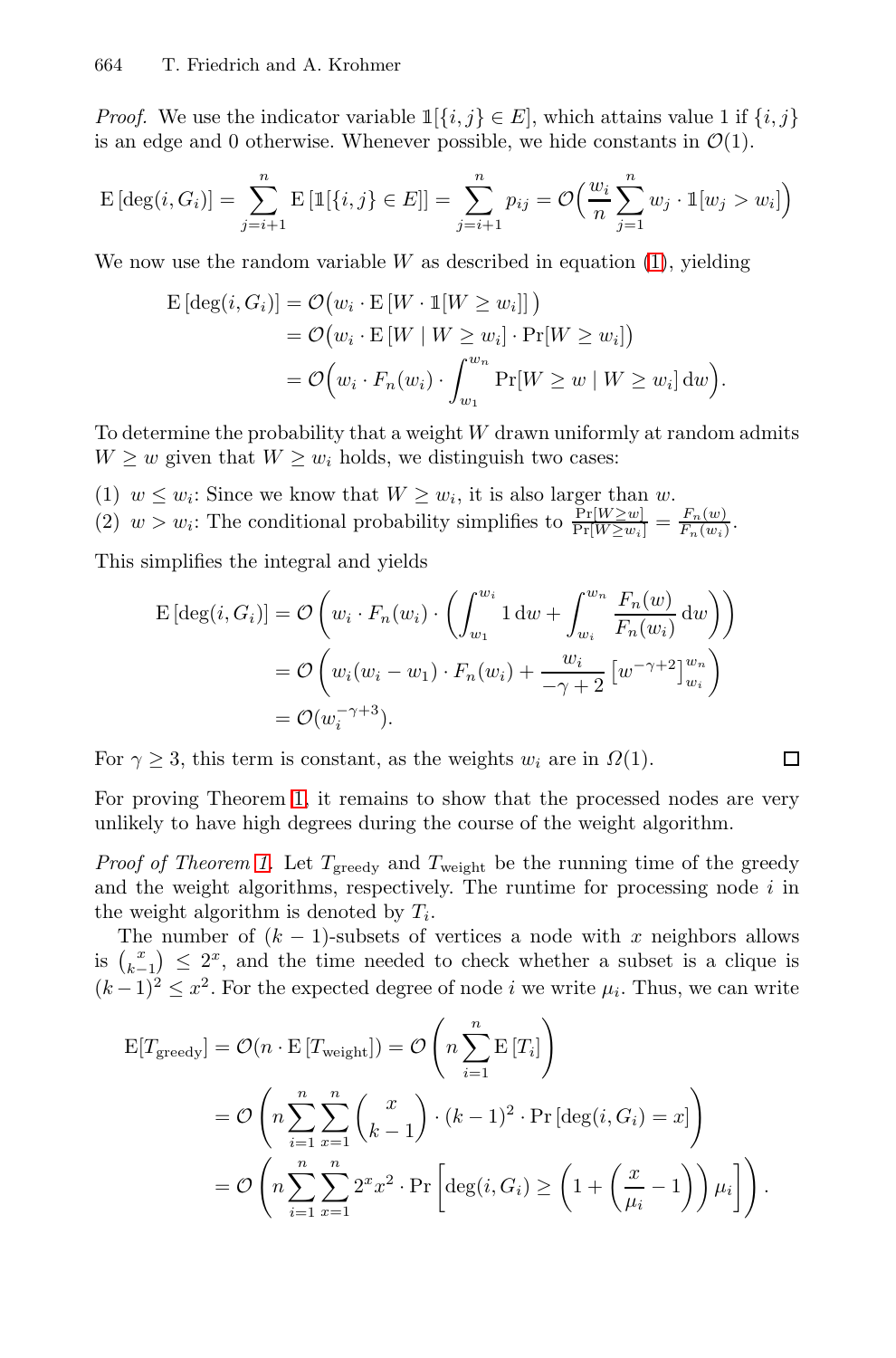*Proof.* We use the indicator variable $\mathbb{1}[\{i,j\} \in E]$, which attains value 1 if $\{i,j\}$ is an edge and 0 otherwise. Whenever possible, we hide constants in $\mathcal{O}(1)$.

$$\mathrm{E}\left[\deg(i, G_i)\right] = \sum_{j=i+1}^{n} \mathrm{E}\left[\mathbb{1}[\{i,j\} \in E]\right] = \sum_{j=i+1}^{n} p_{ij} = \mathcal{O}\Big(\frac{w_i}{n} \sum_{j=1}^{n} w_j \cdot \mathbb{1}[w_j > w_i]\Big)$$

We now use the random variable $W$ as described in equation (1), yielding

$$\begin{aligned}
\mathrm{E}\left[\deg(i, G_i)\right] &= \mathcal{O}\big(w_i \cdot \mathrm{E}\left[W \cdot \mathbb{1}[W \geq w_i]\right]\big) \\
&= \mathcal{O}\big(w_i \cdot \mathrm{E}\left[W \mid W \geq w_i\right] \cdot \Pr[W \geq w_i]\big) \\
&= \mathcal{O}\Big(w_i \cdot F_n(w_i) \cdot \int_{w_1}^{w_n} \Pr[W \geq w \mid W \geq w_i]\, \mathrm{d}w\Big).
\end{aligned}$$

To determine the probability that a weight $W$ drawn uniformly at random admits $W \geq w$ given that $W \geq w_i$ holds, we distinguish two cases:

(1) $w \leq w_i$: Since we know that $W \geq w_i$, it is also larger than $w$.
(2) $w > w_i$: The conditional probability simplifies to $\frac{\Pr[W \geq w]}{\Pr[W \geq w_i]} = \frac{F_n(w)}{F_n(w_i)}$.

This simplifies the integral and yields

$$\begin{aligned}
\mathrm{E}\left[\deg(i, G_i)\right] &= \mathcal{O}\left(w_i \cdot F_n(w_i) \cdot \left(\int_{w_1}^{w_i} 1\, \mathrm{d}w + \int_{w_i}^{w_n} \frac{F_n(w)}{F_n(w_i)}\, \mathrm{d}w\right)\right) \\
&= \mathcal{O}\left(w_i(w_i - w_1) \cdot F_n(w_i) + \frac{w_i}{-\gamma + 2}\left[w^{-\gamma+2}\right]_{w_i}^{w_n}\right) \\
&= \mathcal{O}(w_i^{-\gamma+3}).
\end{aligned}$$

For $\gamma \geq 3$, this term is constant, as the weights $w_i$ are in $\Omega(1)$. □

For proving Theorem 1, it remains to show that the processed nodes are very unlikely to have high degrees during the course of the weight algorithm.

*Proof of Theorem 1.* Let $T_{\text{greedy}}$ and $T_{\text{weight}}$ be the running time of the greedy and the weight algorithms, respectively. The runtime for processing node $i$ in the weight algorithm is denoted by $T_i$.

The number of $(k-1)$-subsets of vertices a node with $x$ neighbors allows is $\binom{x}{k-1} \leq 2^x$, and the time needed to check whether a subset is a clique is $(k-1)^2 \leq x^2$. For the expected degree of node $i$ we write $\mu_i$. Thus, we can write

$$\begin{aligned}
\mathrm{E}[T_{\text{greedy}}] &= \mathcal{O}(n \cdot \mathrm{E}\left[T_{\text{weight}}\right]) = \mathcal{O}\left(n \sum_{i=1}^{n} \mathrm{E}\left[T_i\right]\right) \\
&= \mathcal{O}\left(n \sum_{i=1}^{n} \sum_{x=1}^{n} \binom{x}{k-1} \cdot (k-1)^2 \cdot \Pr\left[\deg(i, G_i) = x\right]\right) \\
&= \mathcal{O}\left(n \sum_{i=1}^{n} \sum_{x=1}^{n} 2^x x^2 \cdot \Pr\left[\deg(i, G_i) \geq \left(1 + \left(\frac{x}{\mu_i} - 1\right)\right)\mu_i\right]\right).
\end{aligned}$$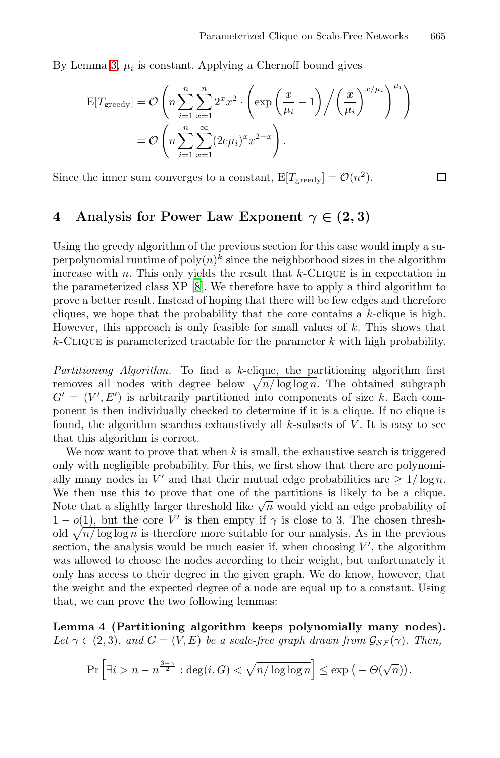By Lemma 3, $\mu_i$ is constant. Applying a Chernoff bound gives

$$
\begin{aligned}
\mathrm{E}[T_{\text{greedy}}] &= \mathcal{O}\left( n \sum_{i=1}^{n} \sum_{x=1}^{n} 2^x x^2 \cdot \left( \exp\left( \frac{x}{\mu_i} - 1 \right) \Big/ \left( \frac{x}{\mu_i} \right)^{x/\mu_i} \right)^{\mu_i} \right) \\
&= \mathcal{O}\left( n \sum_{i=1}^{n} \sum_{x=1}^{\infty} (2e\mu_i)^x x^{2-x} \right).
\end{aligned}
$$

Since the inner sum converges to a constant, $\mathrm{E}[T_{\text{greedy}}] = \mathcal{O}(n^2)$. □

## 4 Analysis for Power Law Exponent $\gamma \in (2, 3)$

Using the greedy algorithm of the previous section for this case would imply a superpolynomial runtime of $\mathrm{poly}(n)^k$ since the neighborhood sizes in the algorithm increase with $n$. This only yields the result that $k$-Clique is in expectation in the parameterized class XP [8]. We therefore have to apply a third algorithm to prove a better result. Instead of hoping that there will be few edges and therefore cliques, we hope that the probability that the core contains a $k$-clique is high. However, this approach is only feasible for small values of $k$. This shows that $k$-Clique is parameterized tractable for the parameter $k$ with high probability.

*Partitioning Algorithm.* To find a $k$-clique, the partitioning algorithm first removes all nodes with degree below $\sqrt{n/\log\log n}$. The obtained subgraph $G' = (V', E')$ is arbitrarily partitioned into components of size $k$. Each component is then individually checked to determine if it is a clique. If no clique is found, the algorithm searches exhaustively all $k$-subsets of $V$. It is easy to see that this algorithm is correct.

We now want to prove that when $k$ is small, the exhaustive search is triggered only with negligible probability. For this, we first show that there are polynomially many nodes in $V'$ and that their mutual edge probabilities are $\geq 1/\log n$. We then use this to prove that one of the partitions is likely to be a clique. Note that a slightly larger threshold like $\sqrt{n}$ would yield an edge probability of $1 - o(1)$, but the core $V'$ is then empty if $\gamma$ is close to 3. The chosen threshold $\sqrt{n/\log\log n}$ is therefore more suitable for our analysis. As in the previous section, the analysis would be much easier if, when choosing $V'$, the algorithm was allowed to choose the nodes according to their weight, but unfortunately it only has access to their degree in the given graph. We do know, however, that the weight and the expected degree of a node are equal up to a constant. Using that, we can prove the two following lemmas:

**Lemma 4 (Partitioning algorithm keeps polynomially many nodes).** *Let $\gamma \in (2, 3)$, and $G = (V, E)$ be a scale-free graph drawn from $\mathcal{G}_{\mathcal{SF}}(\gamma)$. Then,*

$$
\Pr\left[ \exists i > n - n^{\frac{3-\gamma}{2}} : \deg(i, G) < \sqrt{n/\log\log n} \right] \leq \exp\left( -\Theta(\sqrt{n}) \right).
$$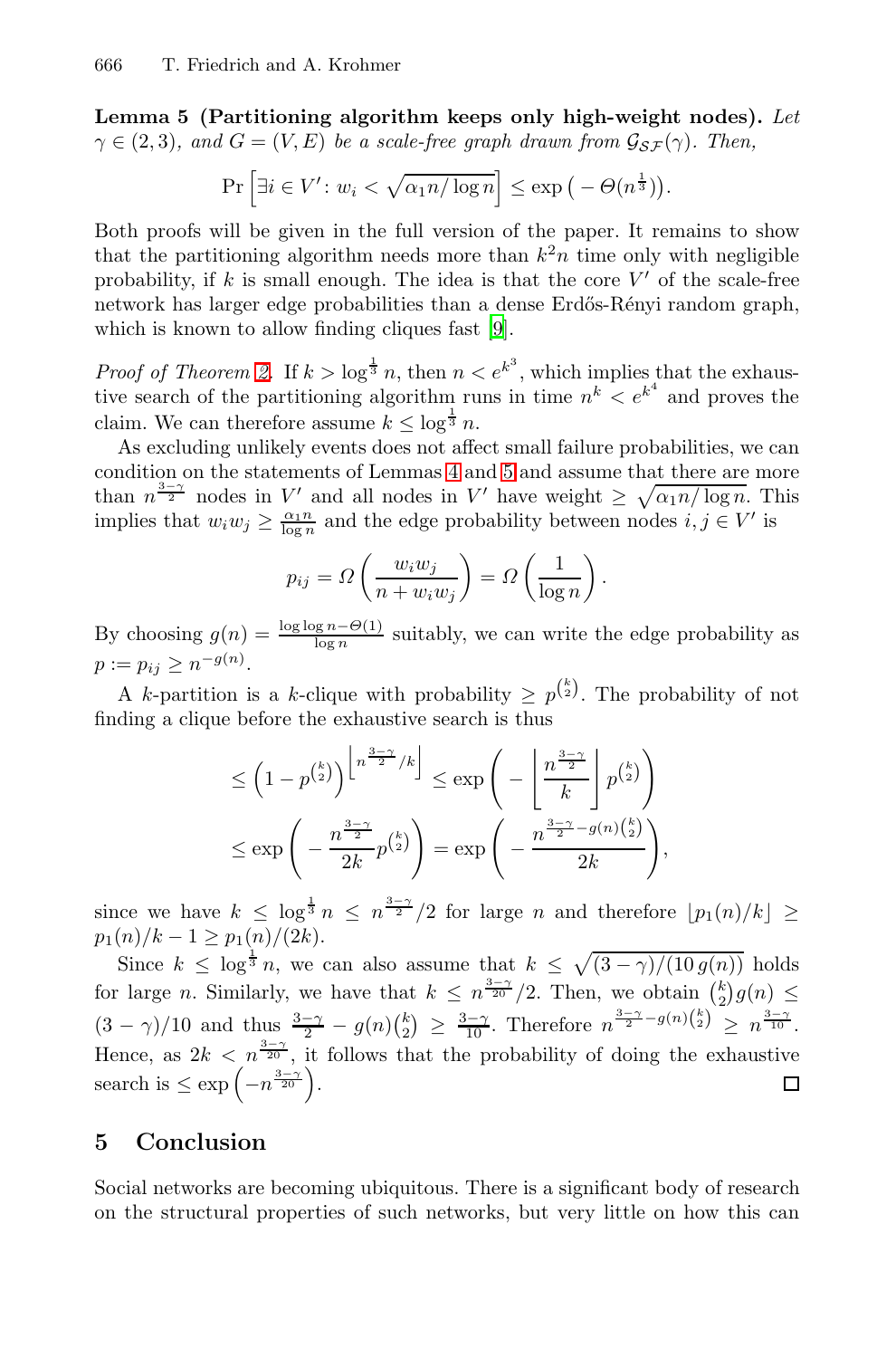**Lemma 5 (Partitioning algorithm keeps only high-weight nodes).** *Let $\gamma \in (2,3)$, and $G = (V, E)$ be a scale-free graph drawn from $\mathcal{G}_{\mathcal{SF}}(\gamma)$. Then,*

$$\Pr\left[\exists i \in V' \colon w_i < \sqrt{\alpha_1 n / \log n}\right] \leq \exp\left(-\Theta(n^{\frac{1}{3}})\right).$$

Both proofs will be given in the full version of the paper. It remains to show that the partitioning algorithm needs more than $k^2 n$ time only with negligible probability, if $k$ is small enough. The idea is that the core $V'$ of the scale-free network has larger edge probabilities than a dense Erdős-Rényi random graph, which is known to allow finding cliques fast [9].

*Proof of Theorem 2.* If $k > \log^{\frac{1}{3}} n$, then $n < e^{k^3}$, which implies that the exhaustive search of the partitioning algorithm runs in time $n^k < e^{k^4}$ and proves the claim. We can therefore assume $k \leq \log^{\frac{1}{3}} n$.

As excluding unlikely events does not affect small failure probabilities, we can condition on the statements of Lemmas 4 and 5 and assume that there are more than $n^{\frac{3-\gamma}{2}}$ nodes in $V'$ and all nodes in $V'$ have weight $\geq \sqrt{\alpha_1 n / \log n}$. This implies that $w_i w_j \geq \frac{\alpha_1 n}{\log n}$ and the edge probability between nodes $i, j \in V'$ is

$$p_{ij} = \Omega\left(\frac{w_i w_j}{n + w_i w_j}\right) = \Omega\left(\frac{1}{\log n}\right).$$

By choosing $g(n) = \frac{\log\log n - \Theta(1)}{\log n}$ suitably, we can write the edge probability as $p := p_{ij} \geq n^{-g(n)}$.

A $k$-partition is a $k$-clique with probability $\geq p^{\binom{k}{2}}$. The probability of not finding a clique before the exhaustive search is thus

$$\begin{aligned}
&\leq \left(1 - p^{\binom{k}{2}}\right)^{\left\lfloor n^{\frac{3-\gamma}{2}}/k \right\rfloor} \leq \exp\left(-\left\lfloor \frac{n^{\frac{3-\gamma}{2}}}{k} \right\rfloor p^{\binom{k}{2}}\right) \\
&\leq \exp\left(-\frac{n^{\frac{3-\gamma}{2}}}{2k} p^{\binom{k}{2}}\right) = \exp\left(-\frac{n^{\frac{3-\gamma}{2} - g(n)\binom{k}{2}}}{2k}\right),
\end{aligned}$$

since we have $k \leq \log^{\frac{1}{3}} n \leq n^{\frac{3-\gamma}{2}}/2$ for large $n$ and therefore $\lfloor p_1(n)/k \rfloor \geq p_1(n)/k - 1 \geq p_1(n)/(2k)$.

Since $k \leq \log^{\frac{1}{3}} n$, we can also assume that $k \leq \sqrt{(3-\gamma)/(10\, g(n))}$ holds for large $n$. Similarly, we have that $k \leq n^{\frac{3-\gamma}{20}}/2$. Then, we obtain $\binom{k}{2} g(n) \leq (3-\gamma)/10$ and thus $\frac{3-\gamma}{2} - g(n)\binom{k}{2} \geq \frac{3-\gamma}{10}$. Therefore $n^{\frac{3-\gamma}{2} - g(n)\binom{k}{2}} \geq n^{\frac{3-\gamma}{10}}$. Hence, as $2k < n^{\frac{3-\gamma}{20}}$, it follows that the probability of doing the exhaustive search is $\leq \exp\left(-n^{\frac{3-\gamma}{20}}\right)$. □

## 5 Conclusion

Social networks are becoming ubiquitous. There is a significant body of research on the structural properties of such networks, but very little on how this can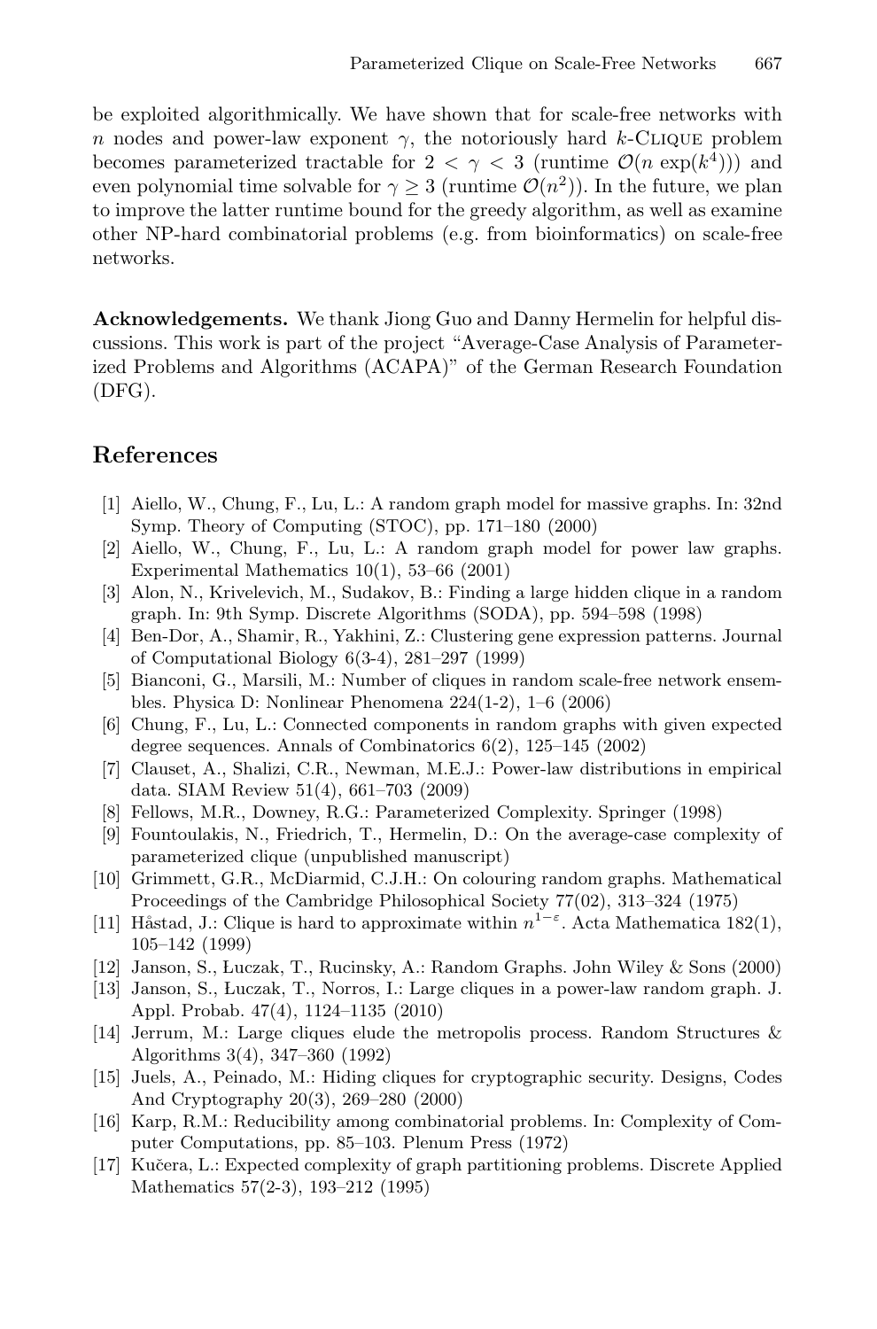be exploited algorithmically. We have shown that for scale-free networks with $n$ nodes and power-law exponent $\gamma$, the notoriously hard $k$-Clique problem becomes parameterized tractable for $2 < \gamma < 3$ (runtime $\mathcal{O}(n \exp(k^4))$) and even polynomial time solvable for $\gamma \geq 3$ (runtime $\mathcal{O}(n^2)$). In the future, we plan to improve the latter runtime bound for the greedy algorithm, as well as examine other NP-hard combinatorial problems (e.g. from bioinformatics) on scale-free networks.

**Acknowledgements.** We thank Jiong Guo and Danny Hermelin for helpful discussions. This work is part of the project "Average-Case Analysis of Parameterized Problems and Algorithms (ACAPA)" of the German Research Foundation (DFG).

## References

1. Aiello, W., Chung, F., Lu, L.: A random graph model for massive graphs. In: 32nd Symp. Theory of Computing (STOC), pp. 171–180 (2000)
2. Aiello, W., Chung, F., Lu, L.: A random graph model for power law graphs. Experimental Mathematics 10(1), 53–66 (2001)
3. Alon, N., Krivelevich, M., Sudakov, B.: Finding a large hidden clique in a random graph. In: 9th Symp. Discrete Algorithms (SODA), pp. 594–598 (1998)
4. Ben-Dor, A., Shamir, R., Yakhini, Z.: Clustering gene expression patterns. Journal of Computational Biology 6(3-4), 281–297 (1999)
5. Bianconi, G., Marsili, M.: Number of cliques in random scale-free network ensembles. Physica D: Nonlinear Phenomena 224(1-2), 1–6 (2006)
6. Chung, F., Lu, L.: Connected components in random graphs with given expected degree sequences. Annals of Combinatorics 6(2), 125–145 (2002)
7. Clauset, A., Shalizi, C.R., Newman, M.E.J.: Power-law distributions in empirical data. SIAM Review 51(4), 661–703 (2009)
8. Fellows, M.R., Downey, R.G.: Parameterized Complexity. Springer (1998)
9. Fountoulakis, N., Friedrich, T., Hermelin, D.: On the average-case complexity of parameterized clique (unpublished manuscript)
10. Grimmett, G.R., McDiarmid, C.J.H.: On colouring random graphs. Mathematical Proceedings of the Cambridge Philosophical Society 77(02), 313–324 (1975)
11. Håstad, J.: Clique is hard to approximate within $n^{1-\varepsilon}$. Acta Mathematica 182(1), 105–142 (1999)
12. Janson, S., Łuczak, T., Rucinsky, A.: Random Graphs. John Wiley & Sons (2000)
13. Janson, S., Łuczak, T., Norros, I.: Large cliques in a power-law random graph. J. Appl. Probab. 47(4), 1124–1135 (2010)
14. Jerrum, M.: Large cliques elude the metropolis process. Random Structures & Algorithms 3(4), 347–360 (1992)
15. Juels, A., Peinado, M.: Hiding cliques for cryptographic security. Designs, Codes And Cryptography 20(3), 269–280 (2000)
16. Karp, R.M.: Reducibility among combinatorial problems. In: Complexity of Computer Computations, pp. 85–103. Plenum Press (1972)
17. Kučera, L.: Expected complexity of graph partitioning problems. Discrete Applied Mathematics 57(2-3), 193–212 (1995)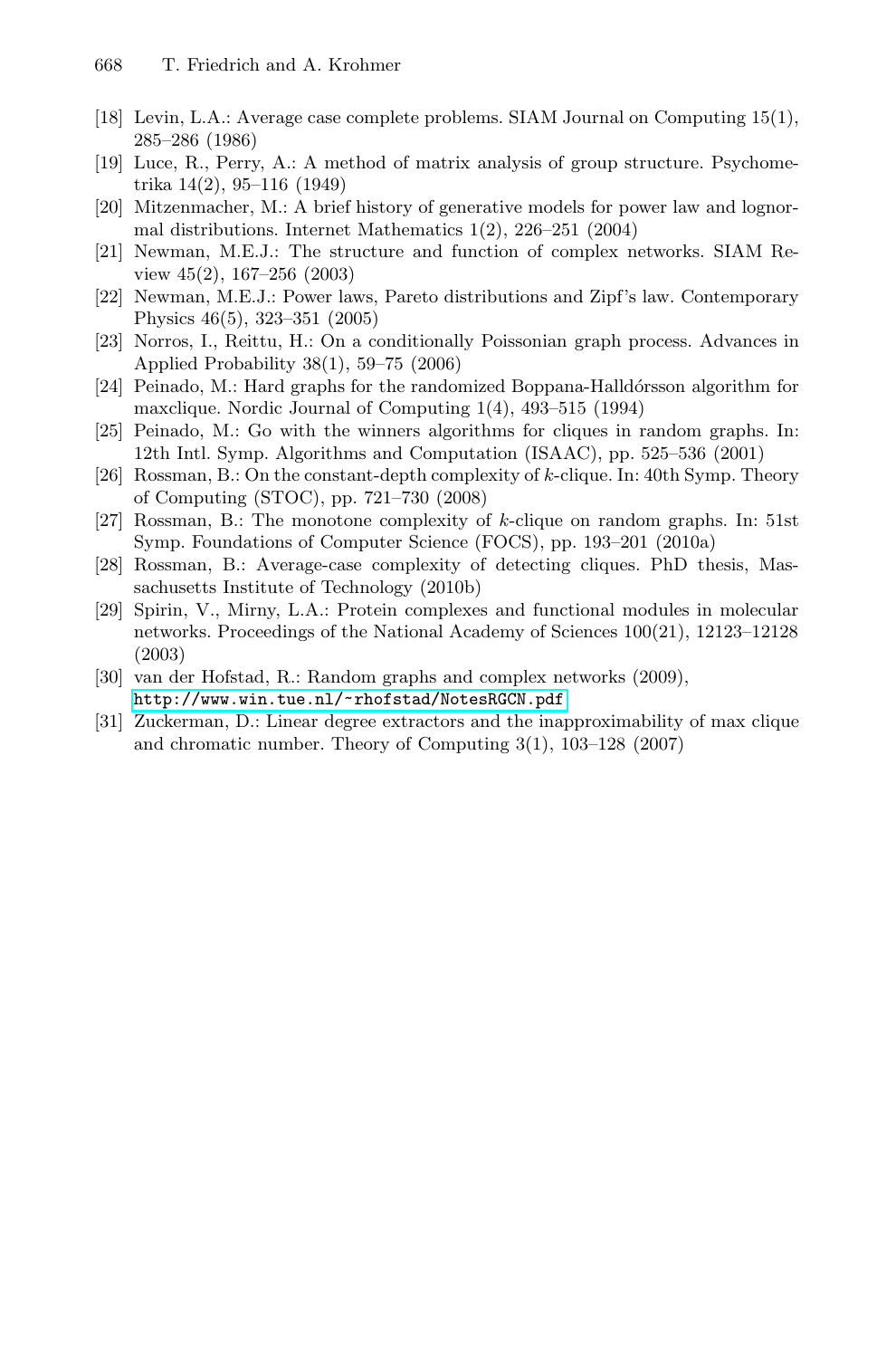[18] Levin, L.A.: Average case complete problems. SIAM Journal on Computing 15(1), 285–286 (1986)

[19] Luce, R., Perry, A.: A method of matrix analysis of group structure. Psychometrika 14(2), 95–116 (1949)

[20] Mitzenmacher, M.: A brief history of generative models for power law and lognormal distributions. Internet Mathematics 1(2), 226–251 (2004)

[21] Newman, M.E.J.: The structure and function of complex networks. SIAM Review 45(2), 167–256 (2003)

[22] Newman, M.E.J.: Power laws, Pareto distributions and Zipf's law. Contemporary Physics 46(5), 323–351 (2005)

[23] Norros, I., Reittu, H.: On a conditionally Poissonian graph process. Advances in Applied Probability 38(1), 59–75 (2006)

[24] Peinado, M.: Hard graphs for the randomized Boppana-Halldórsson algorithm for maxclique. Nordic Journal of Computing 1(4), 493–515 (1994)

[25] Peinado, M.: Go with the winners algorithms for cliques in random graphs. In: 12th Intl. Symp. Algorithms and Computation (ISAAC), pp. 525–536 (2001)

[26] Rossman, B.: On the constant-depth complexity of $k$-clique. In: 40th Symp. Theory of Computing (STOC), pp. 721–730 (2008)

[27] Rossman, B.: The monotone complexity of $k$-clique on random graphs. In: 51st Symp. Foundations of Computer Science (FOCS), pp. 193–201 (2010a)

[28] Rossman, B.: Average-case complexity of detecting cliques. PhD thesis, Massachusetts Institute of Technology (2010b)

[29] Spirin, V., Mirny, L.A.: Protein complexes and functional modules in molecular networks. Proceedings of the National Academy of Sciences 100(21), 12123–12128 (2003)

[30] van der Hofstad, R.: Random graphs and complex networks (2009), http://www.win.tue.nl/~rhofstad/NotesRGCN.pdf

[31] Zuckerman, D.: Linear degree extractors and the inapproximability of max clique and chromatic number. Theory of Computing 3(1), 103–128 (2007)